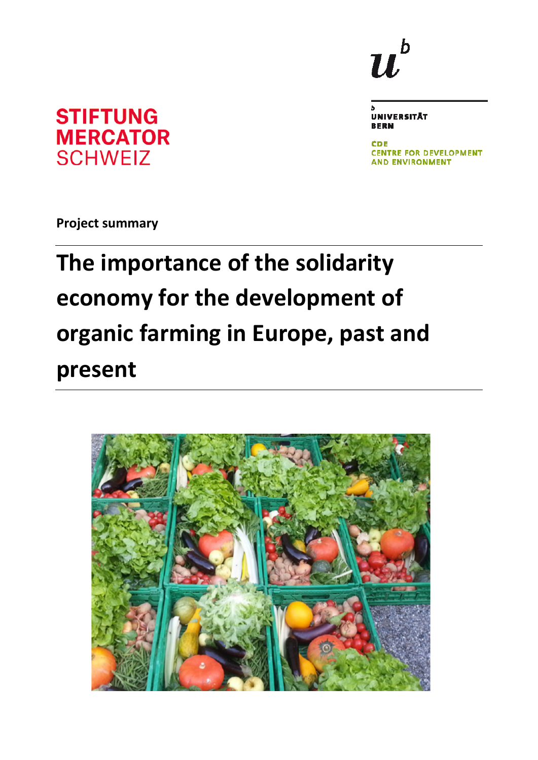STIFTUNG MERCATOR SCHWEIZ

UNIVERSITÄT BERN

CDE CENTRE FOR DEVELOPMENT AND ENVIRONMENT

**Project summary**

# The importance of the solidarity economy for the development of organic farming in Europe, past and present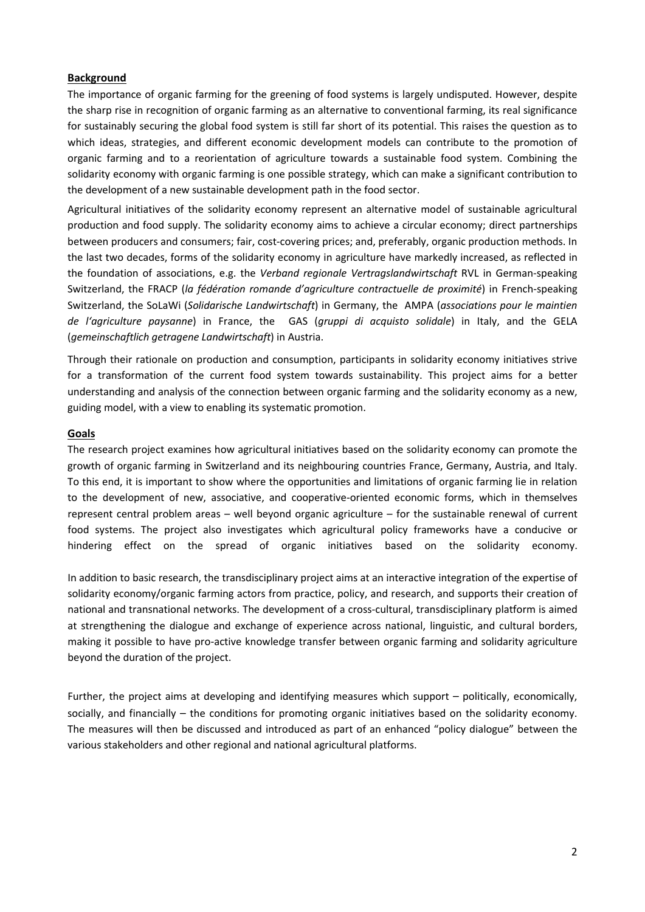## Background

The importance of organic farming for the greening of food systems is largely undisputed. However, despite the sharp rise in recognition of organic farming as an alternative to conventional farming, its real significance for sustainably securing the global food system is still far short of its potential. This raises the question as to which ideas, strategies, and different economic development models can contribute to the promotion of organic farming and to a reorientation of agriculture towards a sustainable food system. Combining the solidarity economy with organic farming is one possible strategy, which can make a significant contribution to the development of a new sustainable development path in the food sector.

Agricultural initiatives of the solidarity economy represent an alternative model of sustainable agricultural production and food supply. The solidarity economy aims to achieve a circular economy; direct partnerships between producers and consumers; fair, cost-covering prices; and, preferably, organic production methods. In the last two decades, forms of the solidarity economy in agriculture have markedly increased, as reflected in the foundation of associations, e.g. the *Verband regionale Vertragslandwirtschaft* RVL in German-speaking Switzerland, the FRACP (*la fédération romande d'agriculture contractuelle de proximité*) in French-speaking Switzerland, the SoLaWi (*Solidarische Landwirtschaft*) in Germany, the AMPA (*associations pour le maintien de l'agriculture paysanne*) in France, the GAS (*gruppi di acquisto solidale*) in Italy, and the GELA (*gemeinschaftlich getragene Landwirtschaft*) in Austria.

Through their rationale on production and consumption, participants in solidarity economy initiatives strive for a transformation of the current food system towards sustainability. This project aims for a better understanding and analysis of the connection between organic farming and the solidarity economy as a new, guiding model, with a view to enabling its systematic promotion.

## Goals

The research project examines how agricultural initiatives based on the solidarity economy can promote the growth of organic farming in Switzerland and its neighbouring countries France, Germany, Austria, and Italy. To this end, it is important to show where the opportunities and limitations of organic farming lie in relation to the development of new, associative, and cooperative-oriented economic forms, which in themselves represent central problem areas – well beyond organic agriculture – for the sustainable renewal of current food systems. The project also investigates which agricultural policy frameworks have a conducive or hindering effect on the spread of organic initiatives based on the solidarity economy.

In addition to basic research, the transdisciplinary project aims at an interactive integration of the expertise of solidarity economy/organic farming actors from practice, policy, and research, and supports their creation of national and transnational networks. The development of a cross-cultural, transdisciplinary platform is aimed at strengthening the dialogue and exchange of experience across national, linguistic, and cultural borders, making it possible to have pro-active knowledge transfer between organic farming and solidarity agriculture beyond the duration of the project.

Further, the project aims at developing and identifying measures which support – politically, economically, socially, and financially – the conditions for promoting organic initiatives based on the solidarity economy. The measures will then be discussed and introduced as part of an enhanced "policy dialogue" between the various stakeholders and other regional and national agricultural platforms.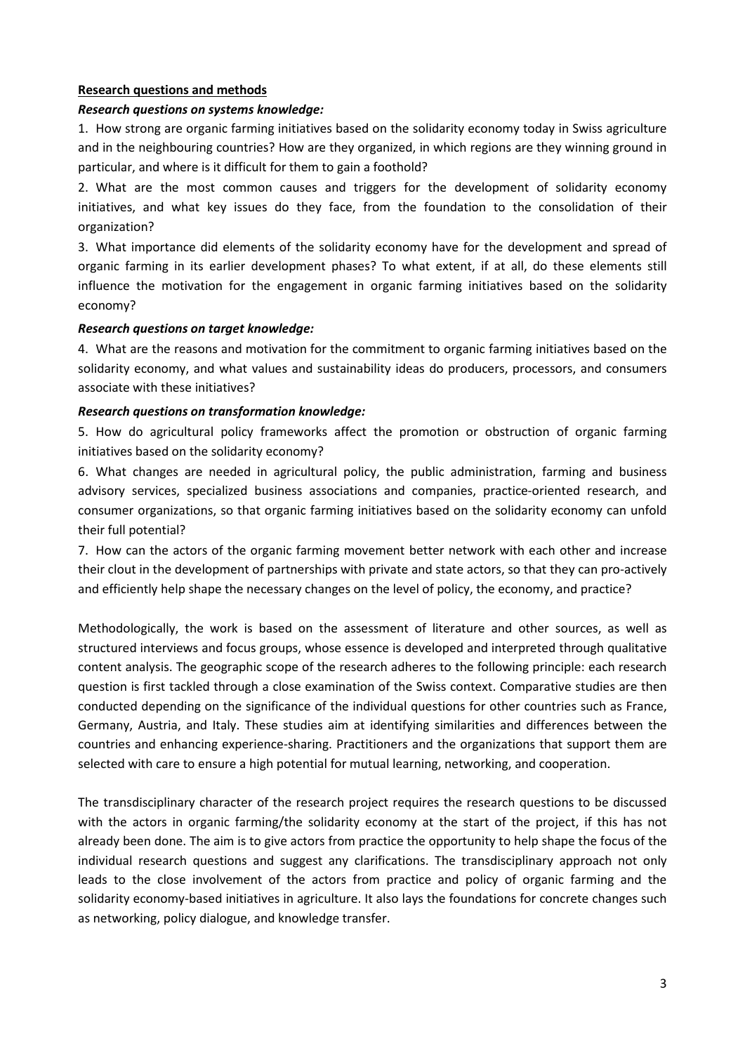## Research questions and methods

***Research questions on systems knowledge:***

1. How strong are organic farming initiatives based on the solidarity economy today in Swiss agriculture and in the neighbouring countries? How are they organized, in which regions are they winning ground in particular, and where is it difficult for them to gain a foothold?

2. What are the most common causes and triggers for the development of solidarity economy initiatives, and what key issues do they face, from the foundation to the consolidation of their organization?

3. What importance did elements of the solidarity economy have for the development and spread of organic farming in its earlier development phases? To what extent, if at all, do these elements still influence the motivation for the engagement in organic farming initiatives based on the solidarity economy?

***Research questions on target knowledge:***

4. What are the reasons and motivation for the commitment to organic farming initiatives based on the solidarity economy, and what values and sustainability ideas do producers, processors, and consumers associate with these initiatives?

***Research questions on transformation knowledge:***

5. How do agricultural policy frameworks affect the promotion or obstruction of organic farming initiatives based on the solidarity economy?

6. What changes are needed in agricultural policy, the public administration, farming and business advisory services, specialized business associations and companies, practice-oriented research, and consumer organizations, so that organic farming initiatives based on the solidarity economy can unfold their full potential?

7. How can the actors of the organic farming movement better network with each other and increase their clout in the development of partnerships with private and state actors, so that they can pro-actively and efficiently help shape the necessary changes on the level of policy, the economy, and practice?

Methodologically, the work is based on the assessment of literature and other sources, as well as structured interviews and focus groups, whose essence is developed and interpreted through qualitative content analysis. The geographic scope of the research adheres to the following principle: each research question is first tackled through a close examination of the Swiss context. Comparative studies are then conducted depending on the significance of the individual questions for other countries such as France, Germany, Austria, and Italy. These studies aim at identifying similarities and differences between the countries and enhancing experience-sharing. Practitioners and the organizations that support them are selected with care to ensure a high potential for mutual learning, networking, and cooperation.

The transdisciplinary character of the research project requires the research questions to be discussed with the actors in organic farming/the solidarity economy at the start of the project, if this has not already been done. The aim is to give actors from practice the opportunity to help shape the focus of the individual research questions and suggest any clarifications. The transdisciplinary approach not only leads to the close involvement of the actors from practice and policy of organic farming and the solidarity economy-based initiatives in agriculture. It also lays the foundations for concrete changes such as networking, policy dialogue, and knowledge transfer.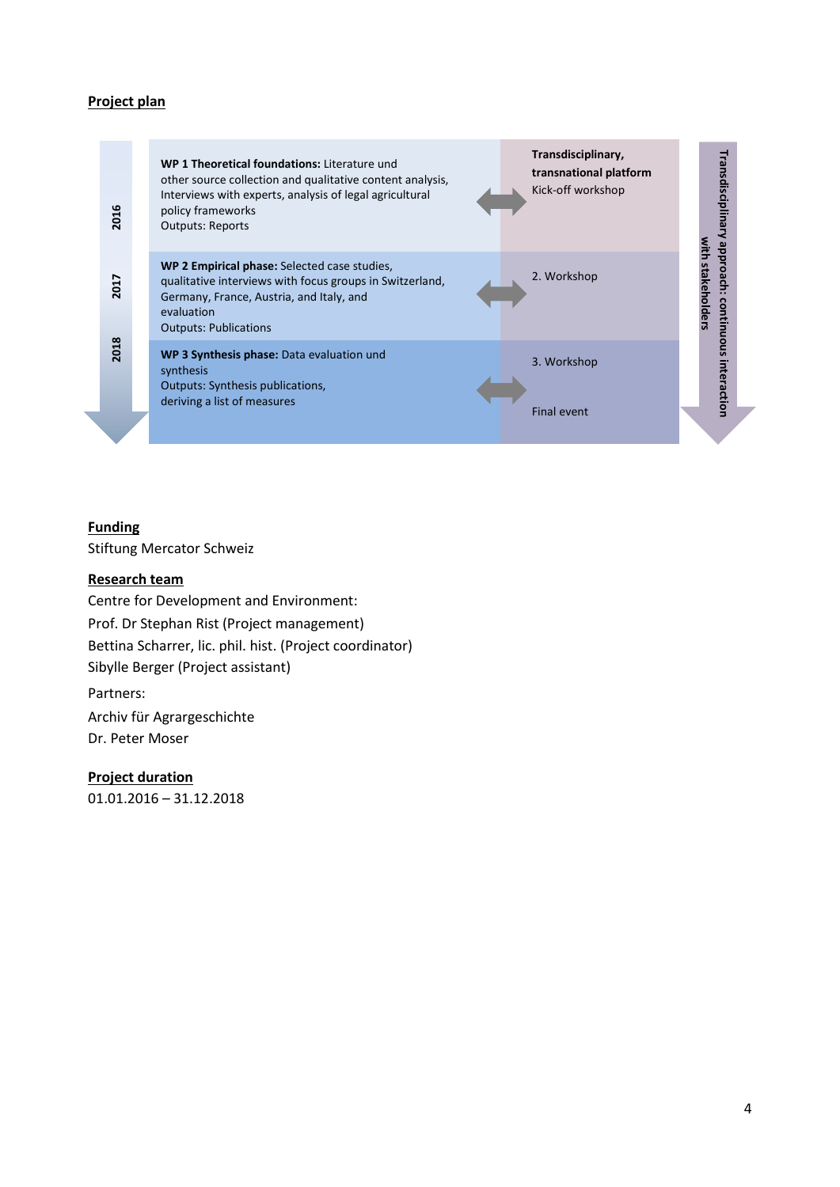**Project plan**

2016

2017

2018

**WP 1 Theoretical foundations:** Literature und other source collection and qualitative content analysis, Interviews with experts, analysis of legal agricultural policy frameworks
Outputs: Reports

**WP 2 Empirical phase:** Selected case studies, qualitative interviews with focus groups in Switzerland, Germany, France, Austria, and Italy, and evaluation
Outputs: Publications

**WP 3 Synthesis phase:** Data evaluation und synthesis
Outputs: Synthesis publications, deriving a list of measures

**Transdisciplinary, transnational platform**
Kick-off workshop

2. Workshop

3. Workshop

Final event

**Transdisciplinary approach: continuous interaction with stakeholders**

**Funding**

Stiftung Mercator Schweiz

**Research team**

Centre for Development and Environment:
Prof. Dr Stephan Rist (Project management)
Bettina Scharrer, lic. phil. hist. (Project coordinator)
Sibylle Berger (Project assistant)

Partners:
Archiv für Agrargeschichte
Dr. Peter Moser

**Project duration**

01.01.2016 – 31.12.2018